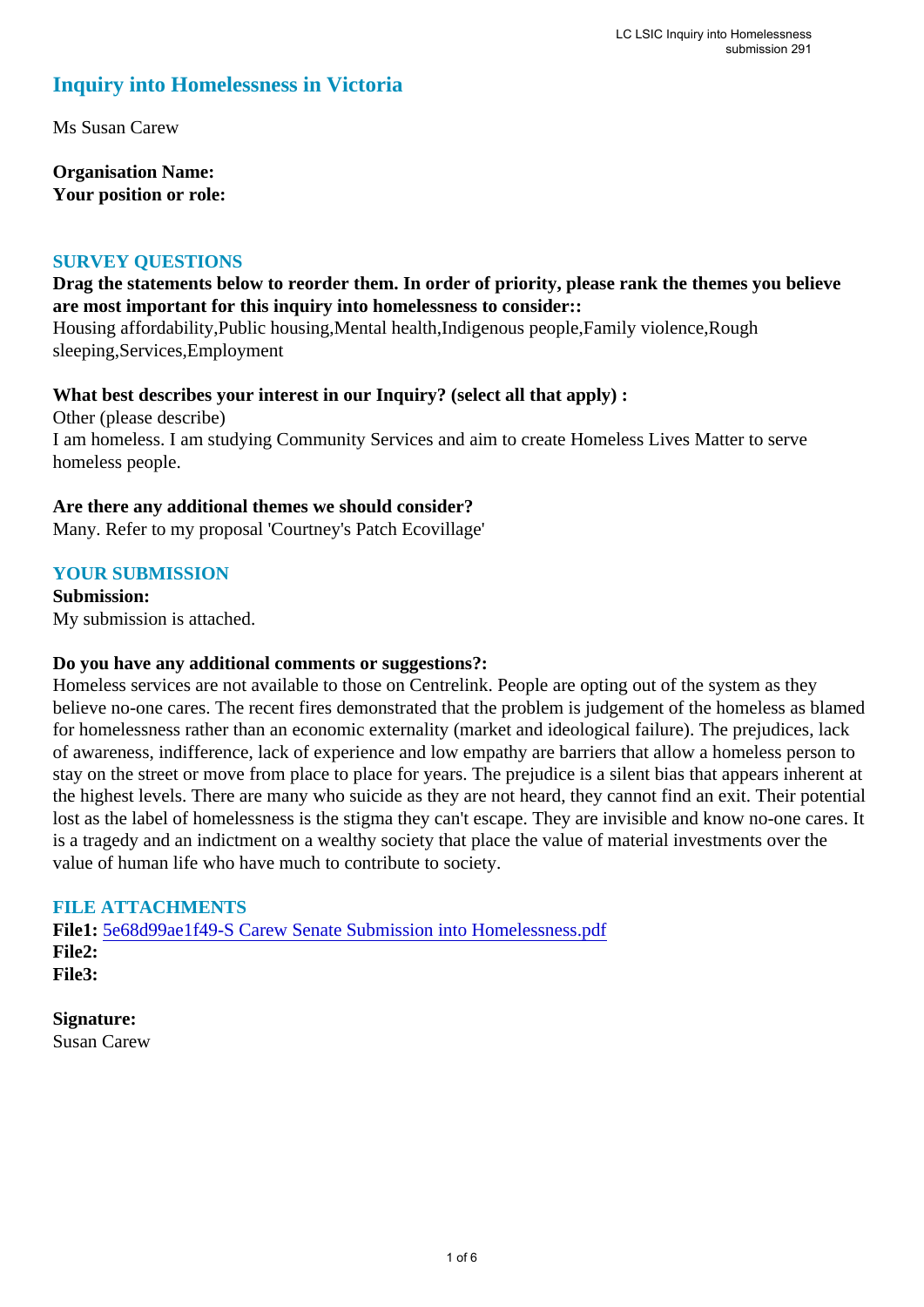# Inquiry into Homelessness in Victoria

Ms Susan Carew

**Organisation Name:**
**Your position or role:**

## SURVEY QUESTIONS

**Drag the statements below to reorder them. In order of priority, please rank the themes you believe are most important for this inquiry into homelessness to consider::**
Housing affordability,Public housing,Mental health,Indigenous people,Family violence,Rough sleeping,Services,Employment

**What best describes your interest in our Inquiry? (select all that apply) :**
Other (please describe)
I am homeless. I am studying Community Services and aim to create Homeless Lives Matter to serve homeless people.

**Are there any additional themes we should consider?**
Many. Refer to my proposal 'Courtney's Patch Ecovillage'

## YOUR SUBMISSION

**Submission:**
My submission is attached.

**Do you have any additional comments or suggestions?:**
Homeless services are not available to those on Centrelink. People are opting out of the system as they believe no-one cares. The recent fires demonstrated that the problem is judgement of the homeless as blamed for homelessness rather than an economic externality (market and ideological failure). The prejudices, lack of awareness, indifference, lack of experience and low empathy are barriers that allow a homeless person to stay on the street or move from place to place for years. The prejudice is a silent bias that appears inherent at the highest levels. There are many who suicide as they are not heard, they cannot find an exit. Their potential lost as the label of homelessness is the stigma they can't escape. They are invisible and know no-one cares. It is a tragedy and an indictment on a wealthy society that place the value of material investments over the value of human life who have much to contribute to society.

## FILE ATTACHMENTS

**File1:** 5e68d99ae1f49-S Carew Senate Submission into Homelessness.pdf
**File2:**
**File3:**

**Signature:**
Susan Carew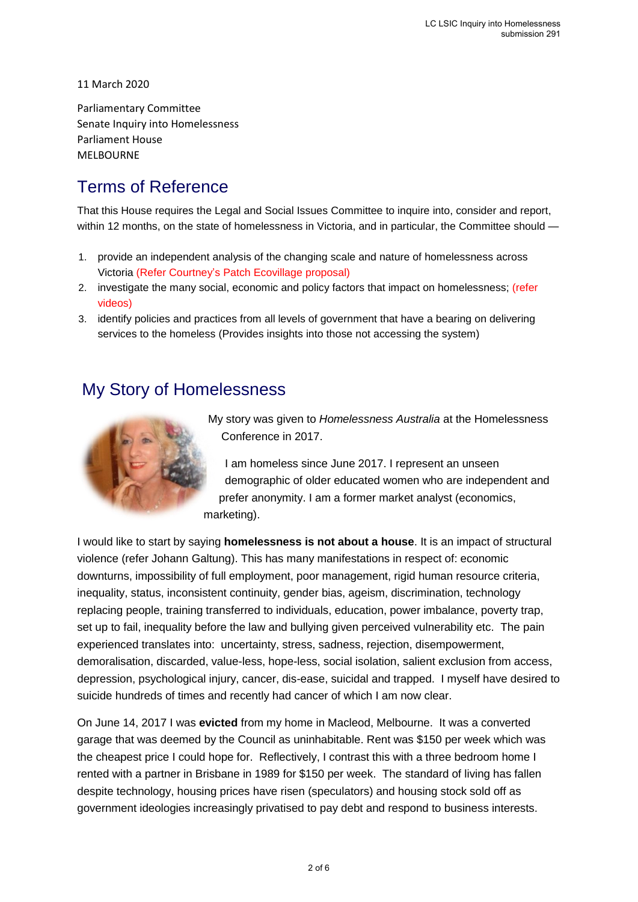11 March 2020

Parliamentary Committee
Senate Inquiry into Homelessness
Parliament House
MELBOURNE

## Terms of Reference

That this House requires the Legal and Social Issues Committee to inquire into, consider and report, within 12 months, on the state of homelessness in Victoria, and in particular, the Committee should —

1. provide an independent analysis of the changing scale and nature of homelessness across Victoria (Refer Courtney's Patch Ecovillage proposal)
2. investigate the many social, economic and policy factors that impact on homelessness; (refer videos)
3. identify policies and practices from all levels of government that have a bearing on delivering services to the homeless (Provides insights into those not accessing the system)

## My Story of Homelessness

My story was given to *Homelessness Australia* at the Homelessness Conference in 2017.

I am homeless since June 2017. I represent an unseen demographic of older educated women who are independent and prefer anonymity. I am a former market analyst (economics, marketing).

I would like to start by saying **homelessness is not about a house**. It is an impact of structural violence (refer Johann Galtung). This has many manifestations in respect of: economic downturns, impossibility of full employment, poor management, rigid human resource criteria, inequality, status, inconsistent continuity, gender bias, ageism, discrimination, technology replacing people, training transferred to individuals, education, power imbalance, poverty trap, set up to fail, inequality before the law and bullying given perceived vulnerability etc. The pain experienced translates into: uncertainty, stress, sadness, rejection, disempowerment, demoralisation, discarded, value-less, hope-less, social isolation, salient exclusion from access, depression, psychological injury, cancer, dis-ease, suicidal and trapped. I myself have desired to suicide hundreds of times and recently had cancer of which I am now clear.

On June 14, 2017 I was **evicted** from my home in Macleod, Melbourne. It was a converted garage that was deemed by the Council as uninhabitable. Rent was $150 per week which was the cheapest price I could hope for. Reflectively, I contrast this with a three bedroom home I rented with a partner in Brisbane in 1989 for $150 per week. The standard of living has fallen despite technology, housing prices have risen (speculators) and housing stock sold off as government ideologies increasingly privatised to pay debt and respond to business interests.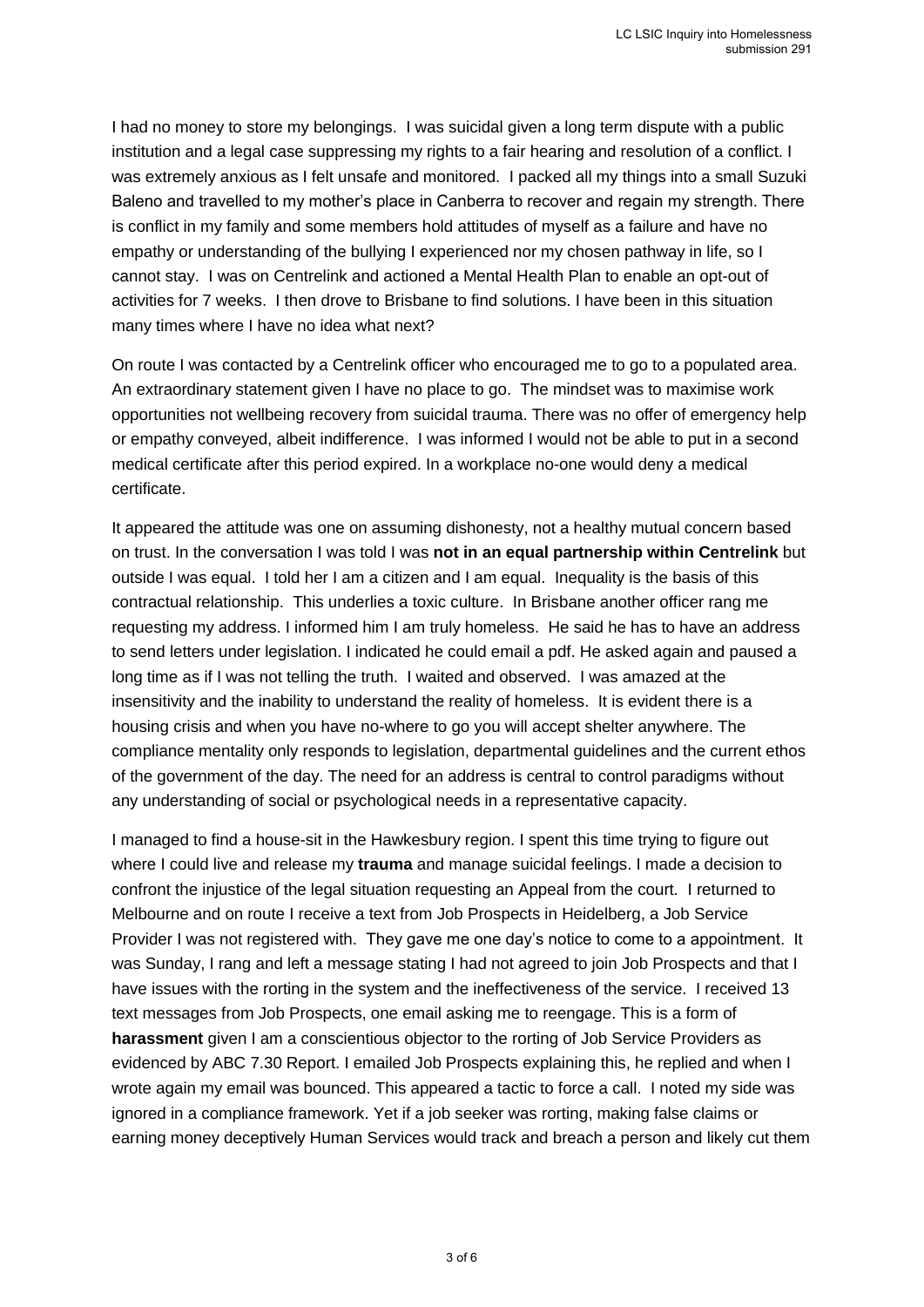I had no money to store my belongings. I was suicidal given a long term dispute with a public institution and a legal case suppressing my rights to a fair hearing and resolution of a conflict. I was extremely anxious as I felt unsafe and monitored. I packed all my things into a small Suzuki Baleno and travelled to my mother's place in Canberra to recover and regain my strength. There is conflict in my family and some members hold attitudes of myself as a failure and have no empathy or understanding of the bullying I experienced nor my chosen pathway in life, so I cannot stay. I was on Centrelink and actioned a Mental Health Plan to enable an opt-out of activities for 7 weeks. I then drove to Brisbane to find solutions. I have been in this situation many times where I have no idea what next?

On route I was contacted by a Centrelink officer who encouraged me to go to a populated area. An extraordinary statement given I have no place to go. The mindset was to maximise work opportunities not wellbeing recovery from suicidal trauma. There was no offer of emergency help or empathy conveyed, albeit indifference. I was informed I would not be able to put in a second medical certificate after this period expired. In a workplace no-one would deny a medical certificate.

It appeared the attitude was one on assuming dishonesty, not a healthy mutual concern based on trust. In the conversation I was told I was **not in an equal partnership within Centrelink** but outside I was equal. I told her I am a citizen and I am equal. Inequality is the basis of this contractual relationship. This underlies a toxic culture. In Brisbane another officer rang me requesting my address. I informed him I am truly homeless. He said he has to have an address to send letters under legislation. I indicated he could email a pdf. He asked again and paused a long time as if I was not telling the truth. I waited and observed. I was amazed at the insensitivity and the inability to understand the reality of homeless. It is evident there is a housing crisis and when you have no-where to go you will accept shelter anywhere. The compliance mentality only responds to legislation, departmental guidelines and the current ethos of the government of the day. The need for an address is central to control paradigms without any understanding of social or psychological needs in a representative capacity.

I managed to find a house-sit in the Hawkesbury region. I spent this time trying to figure out where I could live and release my **trauma** and manage suicidal feelings. I made a decision to confront the injustice of the legal situation requesting an Appeal from the court. I returned to Melbourne and on route I receive a text from Job Prospects in Heidelberg, a Job Service Provider I was not registered with. They gave me one day's notice to come to a appointment. It was Sunday, I rang and left a message stating I had not agreed to join Job Prospects and that I have issues with the rorting in the system and the ineffectiveness of the service. I received 13 text messages from Job Prospects, one email asking me to reengage. This is a form of **harassment** given I am a conscientious objector to the rorting of Job Service Providers as evidenced by ABC 7.30 Report. I emailed Job Prospects explaining this, he replied and when I wrote again my email was bounced. This appeared a tactic to force a call. I noted my side was ignored in a compliance framework. Yet if a job seeker was rorting, making false claims or earning money deceptively Human Services would track and breach a person and likely cut them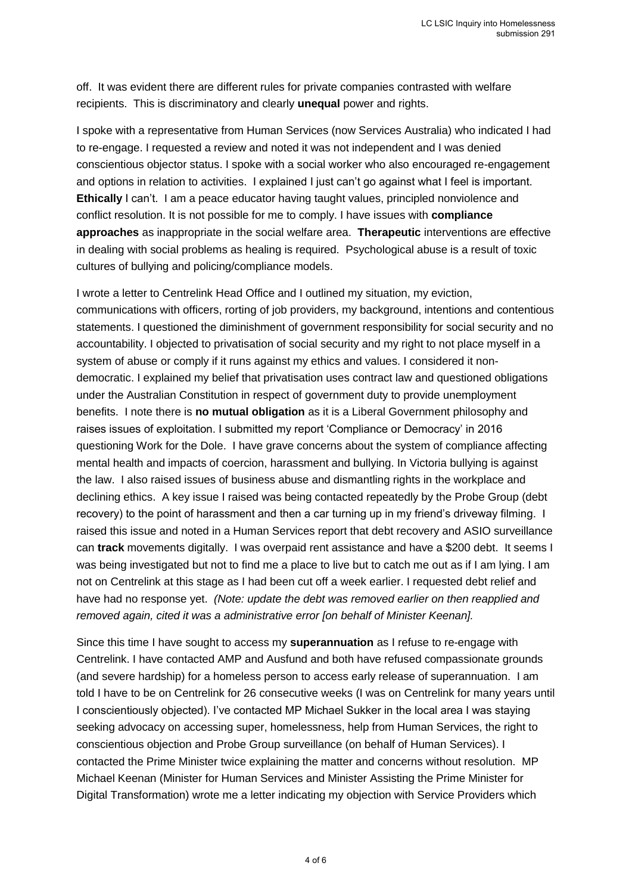off. It was evident there are different rules for private companies contrasted with welfare recipients. This is discriminatory and clearly **unequal** power and rights.

I spoke with a representative from Human Services (now Services Australia) who indicated I had to re-engage. I requested a review and noted it was not independent and I was denied conscientious objector status. I spoke with a social worker who also encouraged re-engagement and options in relation to activities. I explained I just can't go against what I feel is important. **Ethically** I can't. I am a peace educator having taught values, principled nonviolence and conflict resolution. It is not possible for me to comply. I have issues with **compliance approaches** as inappropriate in the social welfare area. **Therapeutic** interventions are effective in dealing with social problems as healing is required. Psychological abuse is a result of toxic cultures of bullying and policing/compliance models.

I wrote a letter to Centrelink Head Office and I outlined my situation, my eviction, communications with officers, rorting of job providers, my background, intentions and contentious statements. I questioned the diminishment of government responsibility for social security and no accountability. I objected to privatisation of social security and my right to not place myself in a system of abuse or comply if it runs against my ethics and values. I considered it non-democratic. I explained my belief that privatisation uses contract law and questioned obligations under the Australian Constitution in respect of government duty to provide unemployment benefits. I note there is **no mutual obligation** as it is a Liberal Government philosophy and raises issues of exploitation. I submitted my report 'Compliance or Democracy' in 2016 questioning Work for the Dole. I have grave concerns about the system of compliance affecting mental health and impacts of coercion, harassment and bullying. In Victoria bullying is against the law. I also raised issues of business abuse and dismantling rights in the workplace and declining ethics. A key issue I raised was being contacted repeatedly by the Probe Group (debt recovery) to the point of harassment and then a car turning up in my friend's driveway filming. I raised this issue and noted in a Human Services report that debt recovery and ASIO surveillance can **track** movements digitally. I was overpaid rent assistance and have a $200 debt. It seems I was being investigated but not to find me a place to live but to catch me out as if I am lying. I am not on Centrelink at this stage as I had been cut off a week earlier. I requested debt relief and have had no response yet. *(Note: update the debt was removed earlier on then reapplied and removed again, cited it was a administrative error [on behalf of Minister Keenan].*

Since this time I have sought to access my **superannuation** as I refuse to re-engage with Centrelink. I have contacted AMP and Ausfund and both have refused compassionate grounds (and severe hardship) for a homeless person to access early release of superannuation. I am told I have to be on Centrelink for 26 consecutive weeks (I was on Centrelink for many years until I conscientiously objected). I've contacted MP Michael Sukker in the local area I was staying seeking advocacy on accessing super, homelessness, help from Human Services, the right to conscientious objection and Probe Group surveillance (on behalf of Human Services). I contacted the Prime Minister twice explaining the matter and concerns without resolution. MP Michael Keenan (Minister for Human Services and Minister Assisting the Prime Minister for Digital Transformation) wrote me a letter indicating my objection with Service Providers which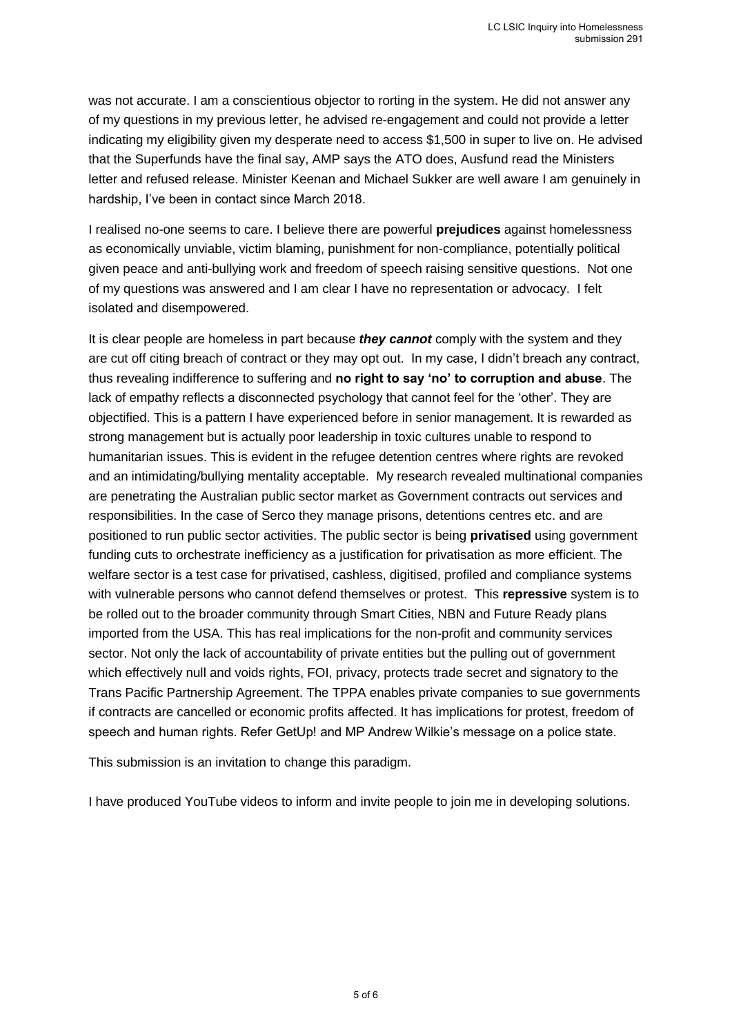was not accurate. I am a conscientious objector to rorting in the system. He did not answer any of my questions in my previous letter, he advised re-engagement and could not provide a letter indicating my eligibility given my desperate need to access $1,500 in super to live on. He advised that the Superfunds have the final say, AMP says the ATO does, Ausfund read the Ministers letter and refused release. Minister Keenan and Michael Sukker are well aware I am genuinely in hardship, I've been in contact since March 2018.

I realised no-one seems to care. I believe there are powerful **prejudices** against homelessness as economically unviable, victim blaming, punishment for non-compliance, potentially political given peace and anti-bullying work and freedom of speech raising sensitive questions. Not one of my questions was answered and I am clear I have no representation or advocacy. I felt isolated and disempowered.

It is clear people are homeless in part because ***they cannot*** comply with the system and they are cut off citing breach of contract or they may opt out. In my case, I didn't breach any contract, thus revealing indifference to suffering and **no right to say 'no' to corruption and abuse**. The lack of empathy reflects a disconnected psychology that cannot feel for the 'other'. They are objectified. This is a pattern I have experienced before in senior management. It is rewarded as strong management but is actually poor leadership in toxic cultures unable to respond to humanitarian issues. This is evident in the refugee detention centres where rights are revoked and an intimidating/bullying mentality acceptable. My research revealed multinational companies are penetrating the Australian public sector market as Government contracts out services and responsibilities. In the case of Serco they manage prisons, detentions centres etc. and are positioned to run public sector activities. The public sector is being **privatised** using government funding cuts to orchestrate inefficiency as a justification for privatisation as more efficient. The welfare sector is a test case for privatised, cashless, digitised, profiled and compliance systems with vulnerable persons who cannot defend themselves or protest. This **repressive** system is to be rolled out to the broader community through Smart Cities, NBN and Future Ready plans imported from the USA. This has real implications for the non-profit and community services sector. Not only the lack of accountability of private entities but the pulling out of government which effectively null and voids rights, FOI, privacy, protects trade secret and signatory to the Trans Pacific Partnership Agreement. The TPPA enables private companies to sue governments if contracts are cancelled or economic profits affected. It has implications for protest, freedom of speech and human rights. Refer GetUp! and MP Andrew Wilkie's message on a police state.

This submission is an invitation to change this paradigm.

I have produced YouTube videos to inform and invite people to join me in developing solutions.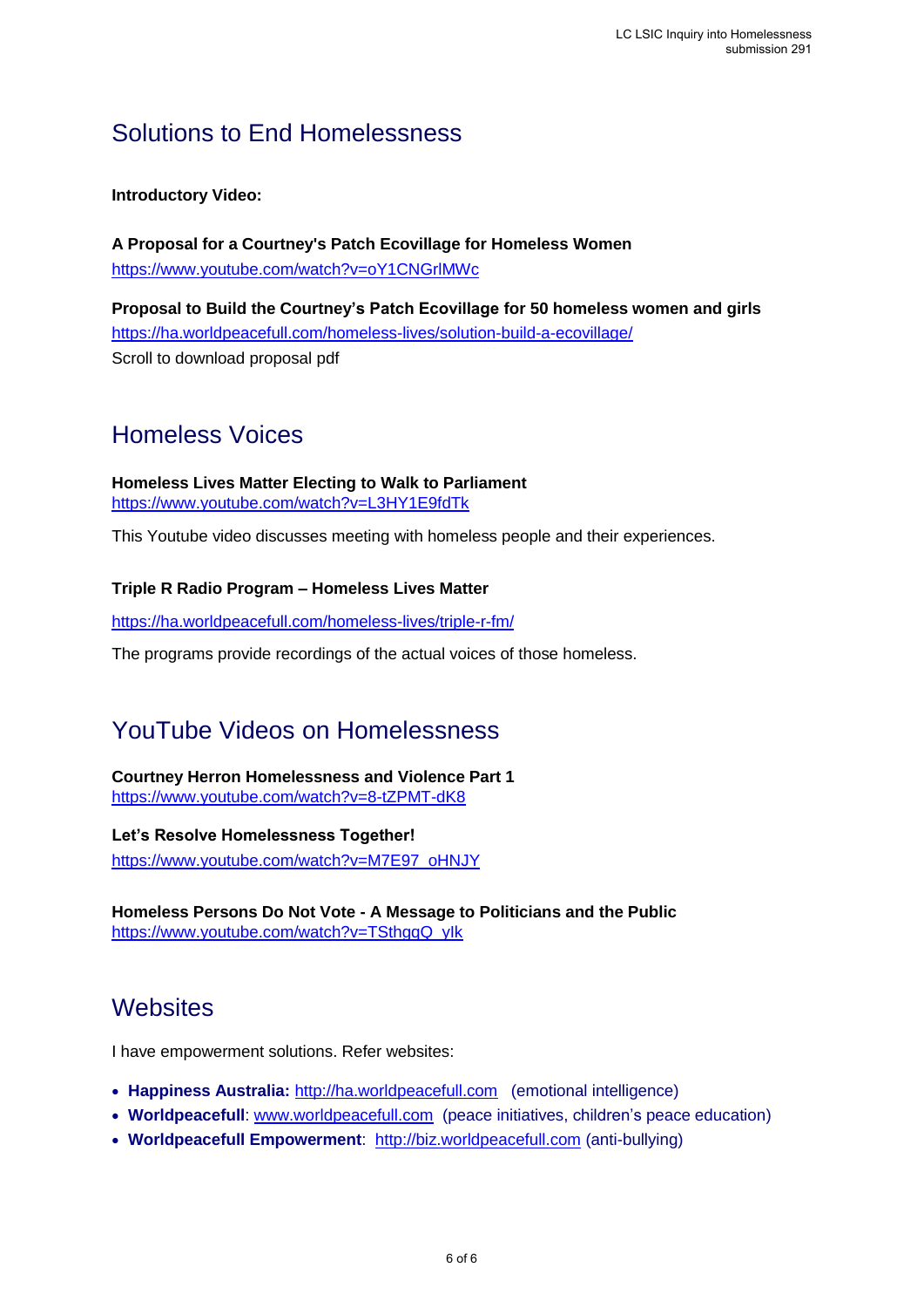## Solutions to End Homelessness

**Introductory Video:**

**A Proposal for a Courtney's Patch Ecovillage for Homeless Women**
https://www.youtube.com/watch?v=oY1CNGrlMWc

**Proposal to Build the Courtney's Patch Ecovillage for 50 homeless women and girls**
https://ha.worldpeacefull.com/homeless-lives/solution-build-a-ecovillage/
Scroll to download proposal pdf

## Homeless Voices

**Homeless Lives Matter Electing to Walk to Parliament**
https://www.youtube.com/watch?v=L3HY1E9fdTk

This Youtube video discusses meeting with homeless people and their experiences.

**Triple R Radio Program – Homeless Lives Matter**

https://ha.worldpeacefull.com/homeless-lives/triple-r-fm/

The programs provide recordings of the actual voices of those homeless.

## YouTube Videos on Homelessness

**Courtney Herron Homelessness and Violence Part 1**
https://www.youtube.com/watch?v=8-tZPMT-dK8

**Let's Resolve Homelessness Together!**
https://www.youtube.com/watch?v=M7E97_oHNJY

**Homeless Persons Do Not Vote - A Message to Politicians and the Public**
https://www.youtube.com/watch?v=TSthqgQ_ylk

## Websites

I have empowerment solutions. Refer websites:

- **Happiness Australia:** http://ha.worldpeacefull.com (emotional intelligence)
- **Worldpeacefull**: www.worldpeacefull.com (peace initiatives, children's peace education)
- **Worldpeacefull Empowerment**: http://biz.worldpeacefull.com (anti-bullying)